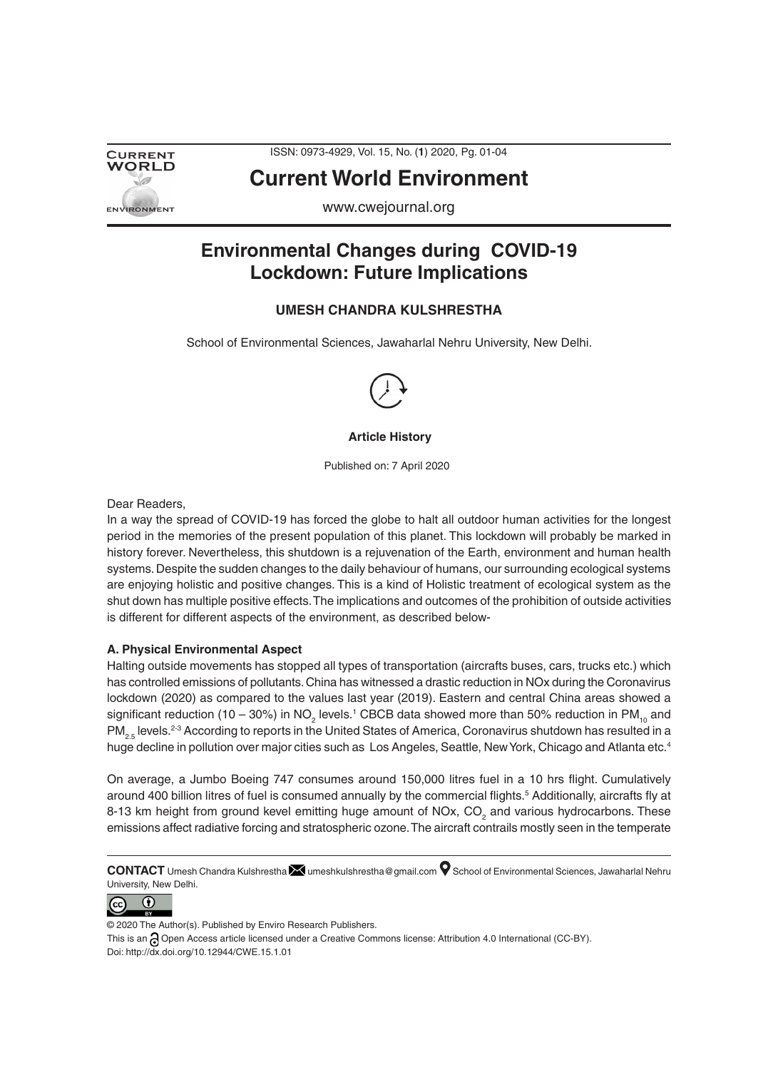# Current World Environment

www.cwejournal.org

## Environmental Changes during COVID-19 Lockdown: Future Implications

**UMESH CHANDRA KULSHRESTHA**

School of Environmental Sciences, Jawaharlal Nehru University, New Delhi.

**Article History**

Published on: 7 April 2020

Dear Readers,

In a way the spread of COVID-19 has forced the globe to halt all outdoor human activities for the longest period in the memories of the present population of this planet. This lockdown will probably be marked in history forever. Nevertheless, this shutdown is a rejuvenation of the Earth, environment and human health systems. Despite the sudden changes to the daily behaviour of humans, our surrounding ecological systems are enjoying holistic and positive changes. This is a kind of Holistic treatment of ecological system as the shut down has multiple positive effects. The implications and outcomes of the prohibition of outside activities is different for different aspects of the environment, as described below-

### A. Physical Environmental Aspect

Halting outside movements has stopped all types of transportation (aircrafts buses, cars, trucks etc.) which has controlled emissions of pollutants. China has witnessed a drastic reduction in NOx during the Coronavirus lockdown (2020) as compared to the values last year (2019). Eastern and central China areas showed a significant reduction (10 – 30%) in $NO_2$ levels.[1] CBCB data showed more than 50% reduction in $PM_{10}$ and $PM_{2.5}$ levels.[2-3] According to reports in the United States of America, Coronavirus shutdown has resulted in a huge decline in pollution over major cities such as Los Angeles, Seattle, New York, Chicago and Atlanta etc.[4]

On average, a Jumbo Boeing 747 consumes around 150,000 litres fuel in a 10 hrs flight. Cumulatively around 400 billion litres of fuel is consumed annually by the commercial flights.[5] Additionally, aircrafts fly at 8-13 km height from ground kevel emitting huge amount of NOx, $CO_2$ and various hydrocarbons. These emissions affect radiative forcing and stratospheric ozone. The aircraft contrails mostly seen in the temperate

**CONTACT** Umesh Chandra Kulshrestha umeshkulshrestha@gmail.com School of Environmental Sciences, Jawaharlal Nehru University, New Delhi.

© 2020 The Author(s). Published by Enviro Research Publishers.
This is an Open Access article licensed under a Creative Commons license: Attribution 4.0 International (CC-BY).
Doi: http://dx.doi.org/10.12944/CWE.15.1.01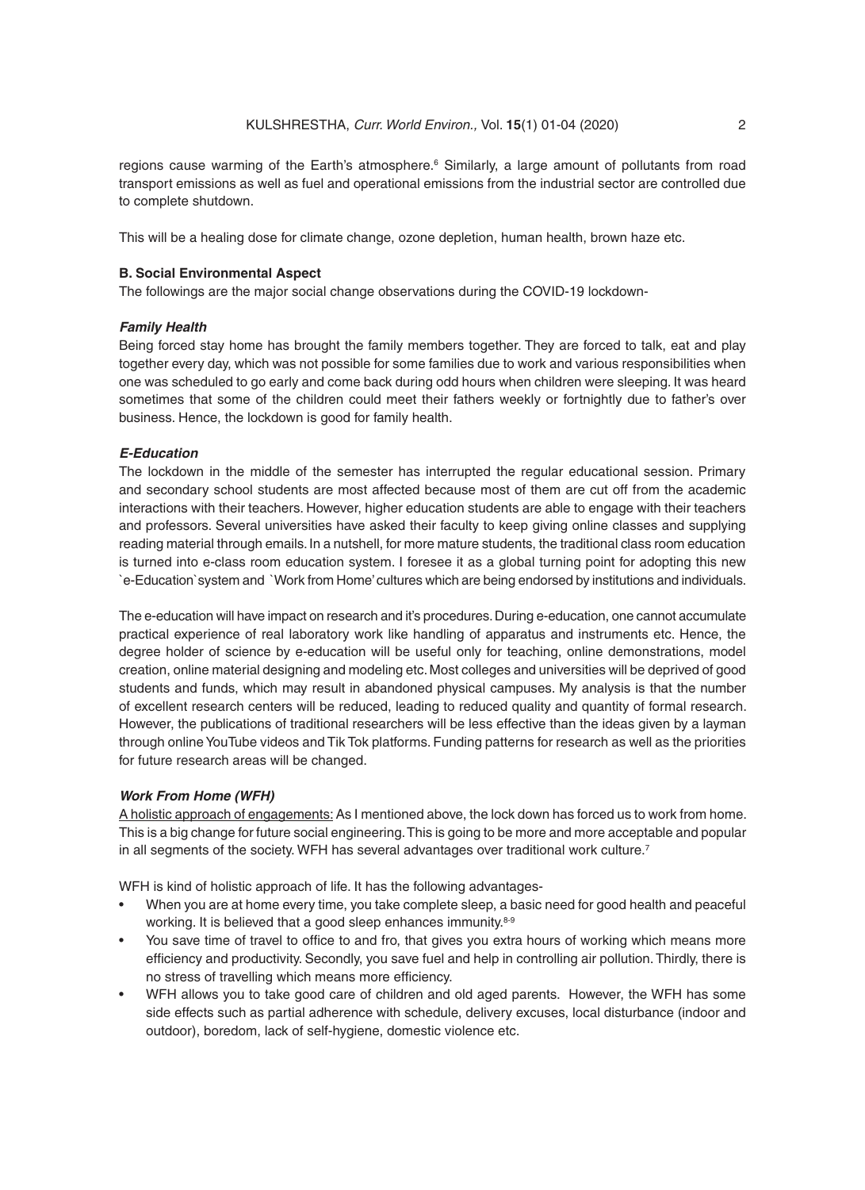regions cause warming of the Earth's atmosphere.[6] Similarly, a large amount of pollutants from road transport emissions as well as fuel and operational emissions from the industrial sector are controlled due to complete shutdown.

This will be a healing dose for climate change, ozone depletion, human health, brown haze etc.

### B. Social Environmental Aspect

The followings are the major social change observations during the COVID-19 lockdown-

#### *Family Health*

Being forced stay home has brought the family members together. They are forced to talk, eat and play together every day, which was not possible for some families due to work and various responsibilities when one was scheduled to go early and come back during odd hours when children were sleeping. It was heard sometimes that some of the children could meet their fathers weekly or fortnightly due to father's over business. Hence, the lockdown is good for family health.

#### *E-Education*

The lockdown in the middle of the semester has interrupted the regular educational session. Primary and secondary school students are most affected because most of them are cut off from the academic interactions with their teachers. However, higher education students are able to engage with their teachers and professors. Several universities have asked their faculty to keep giving online classes and supplying reading material through emails. In a nutshell, for more mature students, the traditional class room education is turned into e-class room education system. I foresee it as a global turning point for adopting this new `e-Education`system and `Work from Home' cultures which are being endorsed by institutions and individuals.

The e-education will have impact on research and it's procedures. During e-education, one cannot accumulate practical experience of real laboratory work like handling of apparatus and instruments etc. Hence, the degree holder of science by e-education will be useful only for teaching, online demonstrations, model creation, online material designing and modeling etc. Most colleges and universities will be deprived of good students and funds, which may result in abandoned physical campuses. My analysis is that the number of excellent research centers will be reduced, leading to reduced quality and quantity of formal research. However, the publications of traditional researchers will be less effective than the ideas given by a layman through online YouTube videos and Tik Tok platforms. Funding patterns for research as well as the priorities for future research areas will be changed.

#### *Work From Home (WFH)*

<u>A holistic approach of engagements:</u> As I mentioned above, the lock down has forced us to work from home. This is a big change for future social engineering. This is going to be more and more acceptable and popular in all segments of the society. WFH has several advantages over traditional work culture.[7]

WFH is kind of holistic approach of life. It has the following advantages-

- When you are at home every time, you take complete sleep, a basic need for good health and peaceful working. It is believed that a good sleep enhances immunity.[8-9]
- You save time of travel to office to and fro, that gives you extra hours of working which means more efficiency and productivity. Secondly, you save fuel and help in controlling air pollution. Thirdly, there is no stress of travelling which means more efficiency.
- WFH allows you to take good care of children and old aged parents. However, the WFH has some side effects such as partial adherence with schedule, delivery excuses, local disturbance (indoor and outdoor), boredom, lack of self-hygiene, domestic violence etc.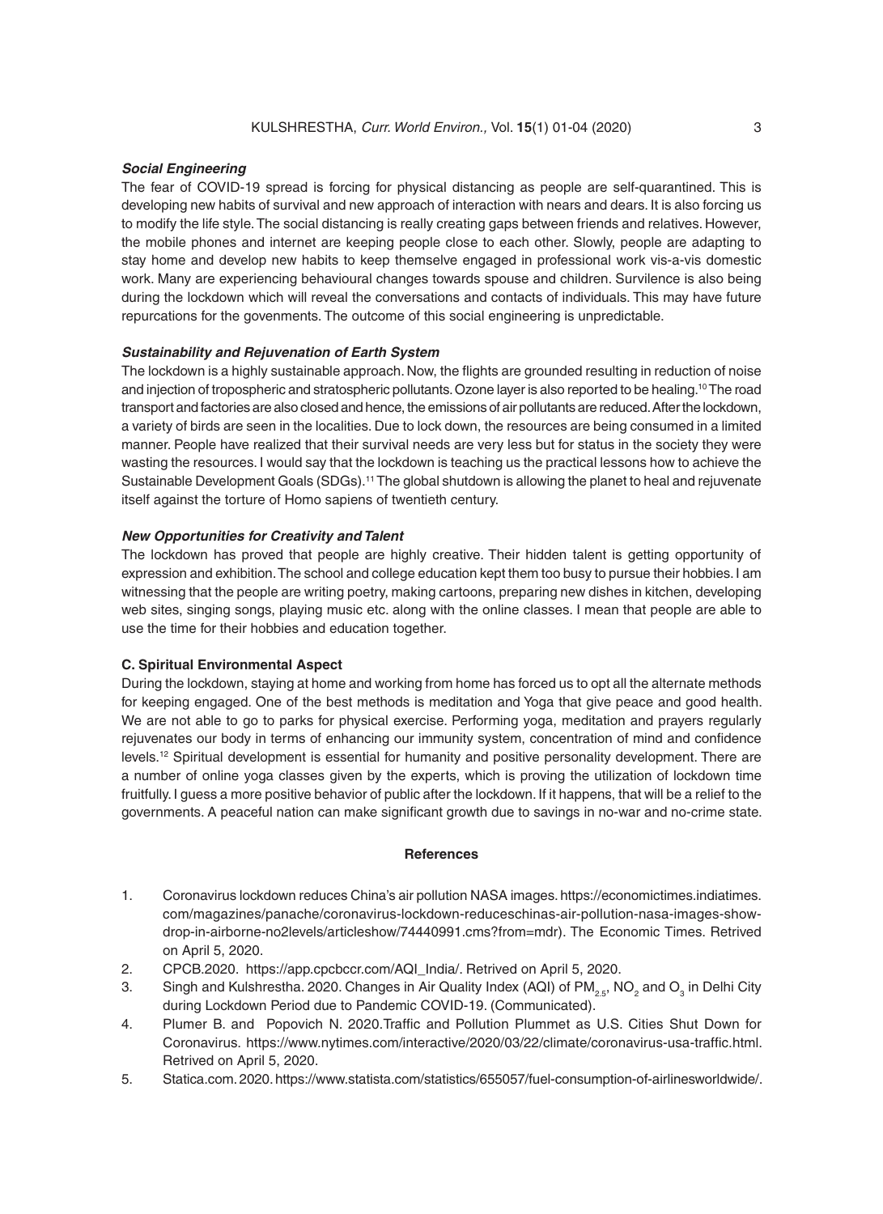***Social Engineering***

The fear of COVID-19 spread is forcing for physical distancing as people are self-quarantined. This is developing new habits of survival and new approach of interaction with nears and dears. It is also forcing us to modify the life style. The social distancing is really creating gaps between friends and relatives. However, the mobile phones and internet are keeping people close to each other. Slowly, people are adapting to stay home and develop new habits to keep themselve engaged in professional work vis-a-vis domestic work. Many are experiencing behavioural changes towards spouse and children. Survilence is also being during the lockdown which will reveal the conversations and contacts of individuals. This may have future repurcations for the govenments. The outcome of this social engineering is unpredictable.

***Sustainability and Rejuvenation of Earth System***

The lockdown is a highly sustainable approach. Now, the flights are grounded resulting in reduction of noise and injection of tropospheric and stratospheric pollutants. Ozone layer is also reported to be healing.[10] The road transport and factories are also closed and hence, the emissions of air pollutants are reduced. After the lockdown, a variety of birds are seen in the localities. Due to lock down, the resources are being consumed in a limited manner. People have realized that their survival needs are very less but for status in the society they were wasting the resources. I would say that the lockdown is teaching us the practical lessons how to achieve the Sustainable Development Goals (SDGs).[11] The global shutdown is allowing the planet to heal and rejuvenate itself against the torture of Homo sapiens of twentieth century.

***New Opportunities for Creativity and Talent***

The lockdown has proved that people are highly creative. Their hidden talent is getting opportunity of expression and exhibition. The school and college education kept them too busy to pursue their hobbies. I am witnessing that the people are writing poetry, making cartoons, preparing new dishes in kitchen, developing web sites, singing songs, playing music etc. along with the online classes. I mean that people are able to use the time for their hobbies and education together.

**C. Spiritual Environmental Aspect**

During the lockdown, staying at home and working from home has forced us to opt all the alternate methods for keeping engaged. One of the best methods is meditation and Yoga that give peace and good health. We are not able to go to parks for physical exercise. Performing yoga, meditation and prayers regularly rejuvenates our body in terms of enhancing our immunity system, concentration of mind and confidence levels.[12] Spiritual development is essential for humanity and positive personality development. There are a number of online yoga classes given by the experts, which is proving the utilization of lockdown time fruitfully. I guess a more positive behavior of public after the lockdown. If it happens, that will be a relief to the governments. A peaceful nation can make significant growth due to savings in no-war and no-crime state.

## References

1. Coronavirus lockdown reduces China's air pollution NASA images. https://economictimes.indiatimes.com/magazines/panache/coronavirus-lockdown-reduceschinas-air-pollution-nasa-images-show-drop-in-airborne-no2levels/articleshow/74440991.cms?from=mdr). The Economic Times. Retrived on April 5, 2020.
2. CPCB.2020. https://app.cpcbccr.com/AQI_India/. Retrived on April 5, 2020.
3. Singh and Kulshrestha. 2020. Changes in Air Quality Index (AQI) of $PM_{2.5}$, $NO_2$ and $O_3$ in Delhi City during Lockdown Period due to Pandemic COVID-19. (Communicated).
4. Plumer B. and Popovich N. 2020.Traffic and Pollution Plummet as U.S. Cities Shut Down for Coronavirus. https://www.nytimes.com/interactive/2020/03/22/climate/coronavirus-usa-traffic.html. Retrived on April 5, 2020.
5. Statica.com. 2020. https://www.statista.com/statistics/655057/fuel-consumption-of-airlinesworldwide/.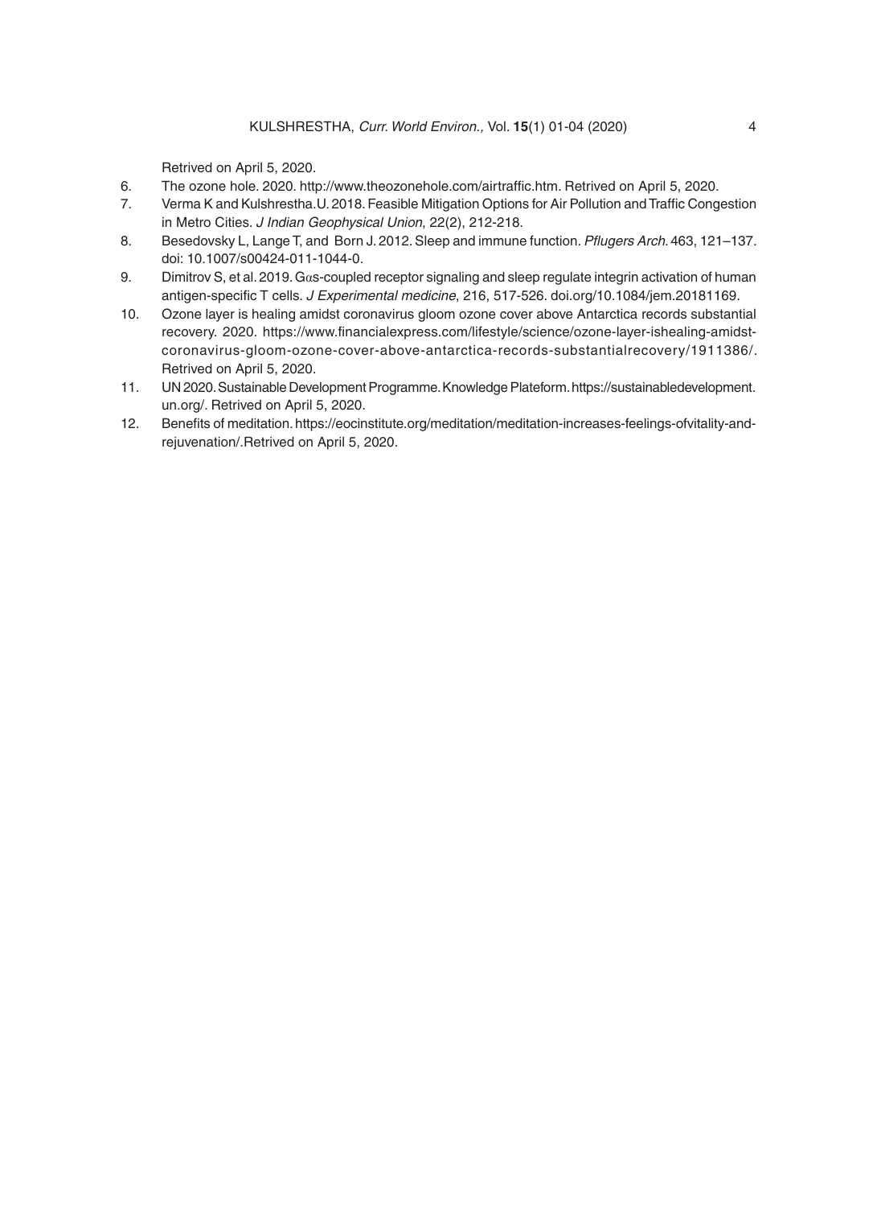Retrived on April 5, 2020.

6. The ozone hole. 2020. http://www.theozonehole.com/airtraffic.htm. Retrived on April 5, 2020.
7. Verma K and Kulshrestha.U. 2018. Feasible Mitigation Options for Air Pollution and Traffic Congestion in Metro Cities. *J Indian Geophysical Union*, 22(2), 212-218.
8. Besedovsky L, Lange T, and Born J. 2012. Sleep and immune function. *Pflugers Arch.* 463, 121–137. doi: 10.1007/s00424-011-1044-0.
9. Dimitrov S, et al. 2019. Gαs-coupled receptor signaling and sleep regulate integrin activation of human antigen-specific T cells. *J Experimental medicine*, 216, 517-526. doi.org/10.1084/jem.20181169.
10. Ozone layer is healing amidst coronavirus gloom ozone cover above Antarctica records substantial recovery. 2020. https://www.financialexpress.com/lifestyle/science/ozone-layer-ishealing-amidst-coronavirus-gloom-ozone-cover-above-antarctica-records-substantialrecovery/1911386/. Retrived on April 5, 2020.
11. UN 2020. Sustainable Development Programme. Knowledge Plateform. https://sustainabledevelopment.un.org/. Retrived on April 5, 2020.
12. Benefits of meditation. https://eocinstitute.org/meditation/meditation-increases-feelings-ofvitality-and-rejuvenation/.Retrived on April 5, 2020.